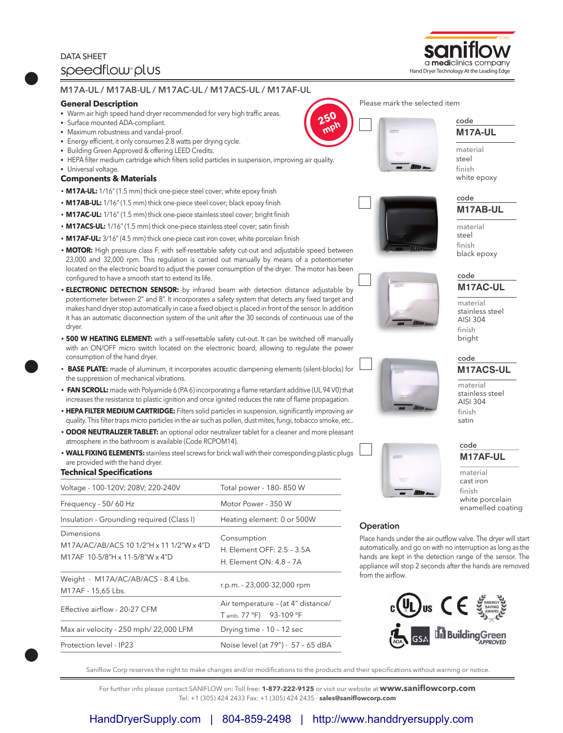DATA SHEET

# speedflow® plus

saniflow corp — a mediclinics company — Hand Dryer Technology At the Leading Edge

## M17A-UL / M17AB-UL / M17AC-UL / M17ACS-UL / M17AF-UL

### General Description

- Warm air high speed hand dryer recommended for very high traffic areas.
- Surface mounted ADA-compliant.
- Maximum robustness and vandal-proof.
- Energy efficient, it only consumes 2.8 watts per drying cycle.
- Building Green Approved & offering LEED Credits.
- HEPA filter medium cartridge which filters solid particles in suspension, improving air quality.
- Universal voltage.

250 mph

### Components & Materials

- **M17A-UL:** 1/16" (1.5 mm) thick one-piece steel cover; white epoxy finish
- **M17AB-UL:** 1/16" (1.5 mm) thick one-piece steel cover; black epoxy finish
- **M17AC-UL:** 1/16" (1.5 mm) thick one-piece stainless steel cover; bright finish
- **M17ACS-UL:** 1/16" (1.5 mm) thick one-piece stainless steel cover; satin finish
- **M17AF-UL:** 3/16" (4.5 mm) thick one-piece cast iron cover, white porcelain finish
- **MOTOR:** High pressure class F, with self-resettable safety cut-out and adjustable speed between 23,000 and 32,000 rpm. This regulation is carried out manually by means of a potentiometer located on the electronic board to adjust the power consumption of the dryer. The motor has been configured to have a smooth start to extend its life.
- **ELECTRONIC DETECTION SENSOR:** by infrared beam with detection distance adjustable by potentiometer between 2" and 8". It incorporates a safety system that detects any fixed target and makes hand dryer stop automatically in case a fixed object is placed in front of the sensor. In addition it has an automatic disconnection system of the unit after the 30 seconds of continuous use of the dryer.
- **500 W HEATING ELEMENT:** with a self-resettable safety cut-out. It can be switched off manually with an ON/OFF micro switch located on the electronic board, allowing to regulate the power consumption of the hand dryer.
- **BASE PLATE:** made of aluminum, it incorporates acoustic dampening elements (silent-blocks) for the suppression of mechanical vibrations.
- **FAN SCROLL:** made with Polyamide 6 (PA 6) incorporating a flame retardant additive (UL 94 V0) that increases the resistance to plastic ignition and once ignited reduces the rate of flame propagation.
- **HEPA FILTER MEDIUM CARTRIDGE:** Filters solid particles in suspension, significantly improving air quality. This filter traps micro particles in the air such as pollen, dust mites, fungi, tobacco smoke, etc..
- **ODOR NEUTRALIZER TABLET:** an optional odor neutralizer tablet for a cleaner and more pleasant atmosphere in the bathroom is available (Code RCPOM14).
- **WALL FIXING ELEMENTS:** stainless steel screws for brick wall with their corresponding plastic plugs are provided with the hand dryer.

### Technical Specifications

| | |
|---|---|
| Voltage - 100-120V; 208V; 220-240V | Total power - 180- 850 W |
| Frequency - 50/ 60 Hz | Motor Power - 350 W |
| Insulation - Grounding required (Class I) | Heating element: 0 or 500W |
| Dimensions<br>M17A/AC/AB/ACS 10 1/2"H x 11 1/2"W x 4"D<br>M17AF 10-5/8"H x 11-5/8"W x 4"D | Consumption<br>H. Element OFF: 2.5 – 3.5A<br>H. Element ON: 4.8 – 7A |
| Weight - M17A/AC/AB/ACS - 8.4 Lbs.<br>M17AF - 15,65 Lbs. | r.p.m. - 23,000-32,000 rpm |
| Effective airflow - 20-27 CFM | Air temperature – (at 4" distance/ T amb. 77 °F) 93-109 °F |
| Max air velocity - 250 mph/ 22,000 LFM | Drying time - 10 - 12 sec |
| Protection level - IP23 | Noise level (at 79") - 57 – 65 dBA |

Please mark the selected item

| | |
|---|---|
| ☐ | code **M17A-UL**<br>material steel<br>finish white epoxy |
| ☐ | code **M17AB-UL**<br>material steel<br>finish black epoxy |
| ☐ | code **M17AC-UL**<br>material stainless steel AISI 304<br>finish bright |
| ☐ | code **M17ACS-UL**<br>material stainless steel AISI 304<br>finish satin |
| ☐ | code **M17AF-UL**<br>material cast iron<br>finish white porcelain enamelled coating |

### Operation

Place hands under the air outflow valve. The dryer will start automatically, and go on with no interruption as long as the hands are kept in the detection range of the sensor. The appliance will stop 2 seconds after the hands are removed from the airflow.

c UL us · CE · ENERGY SAVING AWARD · ADA · GSA · BuildingGreen APPROVED

Saniflow Corp reserves the right to make changes and/or modifications to the products and their specifications without warning or notice.

For further info please contact SANIFLOW on: Toll free: **1-877-222-9125** or visit our website at **www.saniflowcorp.com**
Tel: +1 (305) 424 2433 Fax: +1 (305) 424 2435 · **sales@saniflowcorp.com**

HandDryerSupply.com | 804-859-2498 | http://www.handdryersupply.com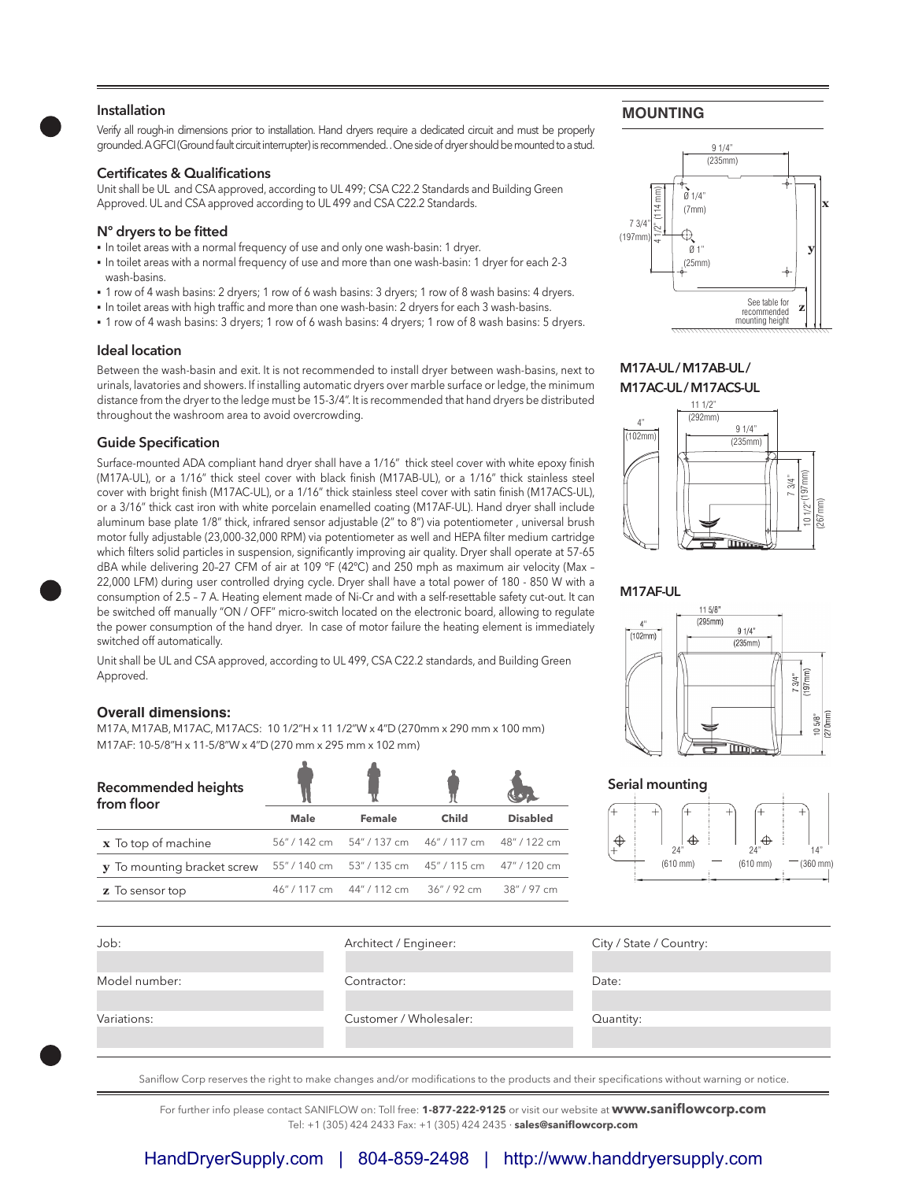## Installation

Verify all rough-in dimensions prior to installation. Hand dryers require a dedicated circuit and must be properly grounded. A GFCI (Ground fault circuit interrupter) is recommended. . One side of dryer should be mounted to a stud.

## Certificates & Qualifications

Unit shall be UL and CSA approved, according to UL 499; CSA C22.2 Standards and Building Green Approved. UL and CSA approved according to UL 499 and CSA C22.2 Standards.

## N° dryers to be fitted

- In toilet areas with a normal frequency of use and only one wash-basin: 1 dryer.
- In toilet areas with a normal frequency of use and more than one wash-basin: 1 dryer for each 2-3 wash-basins.
- 1 row of 4 wash basins: 2 dryers; 1 row of 6 wash basins: 3 dryers; 1 row of 8 wash basins: 4 dryers.
- In toilet areas with high traffic and more than one wash-basin: 2 dryers for each 3 wash-basins.
- 1 row of 4 wash basins: 3 dryers; 1 row of 6 wash basins: 4 dryers; 1 row of 8 wash basins: 5 dryers.

## Ideal location

Between the wash-basin and exit. It is not recommended to install dryer between wash-basins, next to urinals, lavatories and showers. If installing automatic dryers over marble surface or ledge, the minimum distance from the dryer to the ledge must be 15-3/4". It is recommended that hand dryers be distributed throughout the washroom area to avoid overcrowding.

## Guide Specification

Surface-mounted ADA compliant hand dryer shall have a 1/16" thick steel cover with white epoxy finish (M17A-UL), or a 1/16" thick steel cover with black finish (M17AB-UL), or a 1/16" thick stainless steel cover with bright finish (M17AC-UL), or a 1/16" thick stainless steel cover with satin finish (M17ACS-UL), or a 3/16" thick cast iron with white porcelain enamelled coating (M17AF-UL). Hand dryer shall include aluminum base plate 1/8" thick, infrared sensor adjustable (2" to 8") via potentiometer , universal brush motor fully adjustable (23,000-32,000 RPM) via potentiometer as well and HEPA filter medium cartridge which filters solid particles in suspension, significantly improving air quality. Dryer shall operate at 57-65 dBA while delivering 20-27 CFM of air at 109 ºF (42ºC) and 250 mph as maximum air velocity (Max – 22,000 LFM) during user controlled drying cycle. Dryer shall have a total power of 180 - 850 W with a consumption of 2.5 – 7 A. Heating element made of Ni-Cr and with a self-resettable safety cut-out. It can be switched off manually "ON / OFF" micro-switch located on the electronic board, allowing to regulate the power consumption of the hand dryer. In case of motor failure the heating element is immediately switched off automatically.

Unit shall be UL and CSA approved, according to UL 499, CSA C22.2 standards, and Building Green Approved.

## Overall dimensions:

M17A, M17AB, M17AC, M17ACS: 10 1/2"H x 11 1/2"W x 4"D (270mm x 290 mm x 100 mm)
M17AF: 10-5/8"H x 11-5/8"W x 4"D (270 mm x 295 mm x 102 mm)

| Recommended heights from floor | Male | Female | Child | Disabled |
|---|---|---|---|---|
| **x** To top of machine | 56" / 142 cm | 54" / 137 cm | 46" / 117 cm | 48" / 122 cm |
| **y** To mounting bracket screw | 55" / 140 cm | 53" / 135 cm | 45" / 115 cm | 47" / 120 cm |
| **z** To sensor top | 46" / 117 cm | 44" / 112 cm | 36" / 92 cm | 38" / 97 cm |

## MOUNTING

9 1/4"
(235mm)
Ø 1/4"
(7mm)
4 1/2" (114 mm)
7 3/4"
(197mm)
Ø 1"
(25mm)
x
y
z
See table for recommended mounting height

## M17A-UL / M17AB-UL / M17AC-UL / M17ACS-UL

4"
(102mm)
11 1/2"
(292mm)
9 1/4"
(235mm)
7 3/4" (197mm)
10 1/2" (267mm)

## M17AF-UL

4"
(102mm)
11 5/8"
(295mm)
9 1/4"
(235mm)
7 3/4" (197mm)
10 5/8" (270mm)

## Serial mounting

24"
(610 mm)
24"
(610 mm)
14"
(360 mm)

| Job: | Architect / Engineer: | City / State / Country: |
|---|---|---|
| | | |
| Model number: | Contractor: | Date: |
| | | |
| Variations: | Customer / Wholesaler: | Quantity: |
| | | |

Saniflow Corp reserves the right to make changes and/or modifications to the products and their specifications without warning or notice.

For further info please contact SANIFLOW on: Toll free: **1-877-222-9125** or visit our website at **www.saniflowcorp.com**
Tel: +1 (305) 424 2433 Fax: +1 (305) 424 2435 · **sales@saniflowcorp.com**

HandDryerSupply.com | 804-859-2498 | http://www.handdryersupply.com